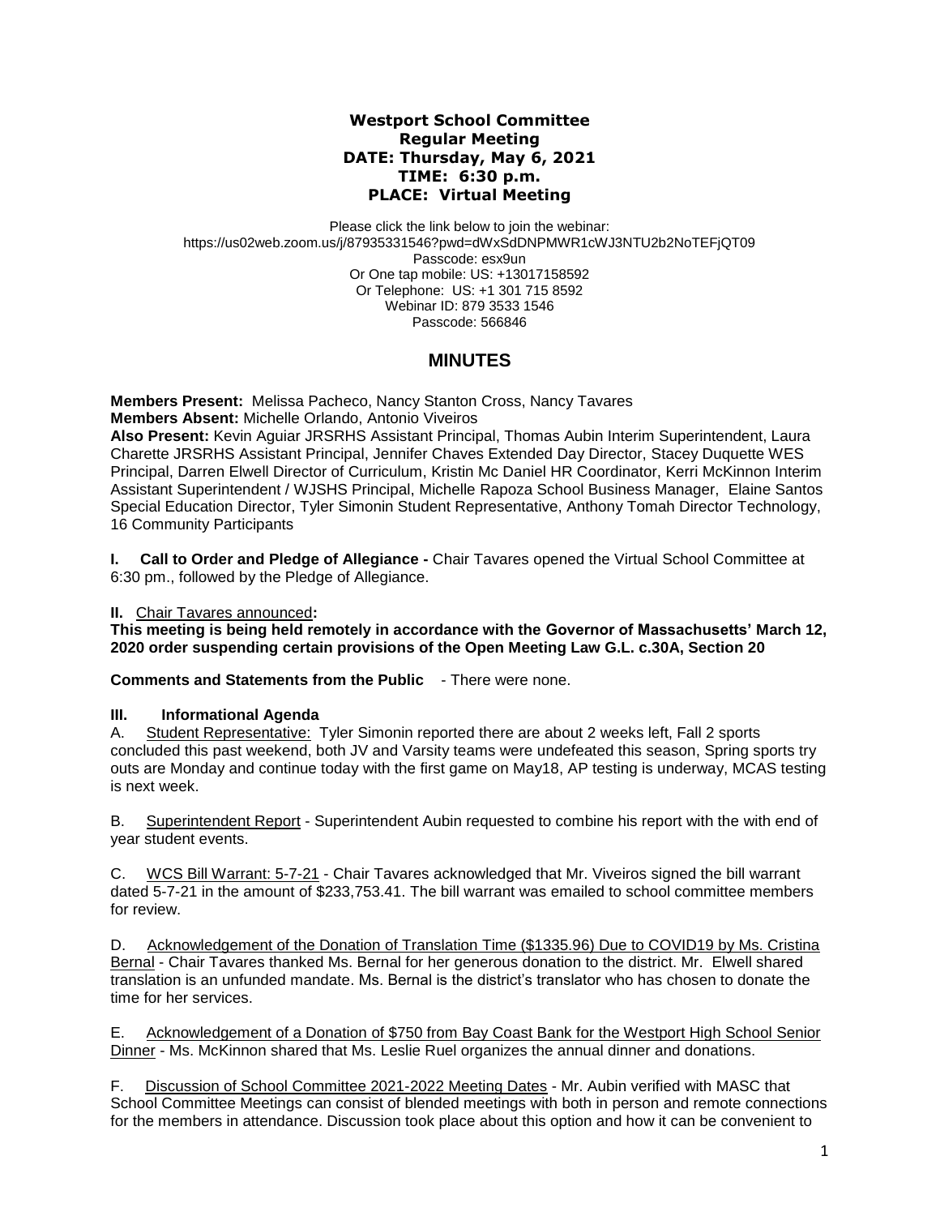**Westport School Committee**
**Regular Meeting**
**DATE: Thursday, May 6, 2021**
**TIME: 6:30 p.m.**
**PLACE: Virtual Meeting**

Please click the link below to join the webinar:
https://us02web.zoom.us/j/87935331546?pwd=dWxSdDNPMWR1cWJ3NTU2b2NoTEFjQT09
Passcode: esx9un
Or One tap mobile: US: +13017158592
Or Telephone: US: +1 301 715 8592
Webinar ID: 879 3533 1546
Passcode: 566846

# MINUTES

**Members Present:** Melissa Pacheco, Nancy Stanton Cross, Nancy Tavares
**Members Absent:** Michelle Orlando, Antonio Viveiros
**Also Present:** Kevin Aguiar JRSRHS Assistant Principal, Thomas Aubin Interim Superintendent, Laura Charette JRSRHS Assistant Principal, Jennifer Chaves Extended Day Director, Stacey Duquette WES Principal, Darren Elwell Director of Curriculum, Kristin Mc Daniel HR Coordinator, Kerri McKinnon Interim Assistant Superintendent / WJSHS Principal, Michelle Rapoza School Business Manager, Elaine Santos Special Education Director, Tyler Simonin Student Representative, Anthony Tomah Director Technology, 16 Community Participants

**I. Call to Order and Pledge of Allegiance -** Chair Tavares opened the Virtual School Committee at 6:30 pm., followed by the Pledge of Allegiance.

**II.** Chair Tavares announced**:**
**This meeting is being held remotely in accordance with the Governor of Massachusetts' March 12, 2020 order suspending certain provisions of the Open Meeting Law G.L. c.30A, Section 20**

**Comments and Statements from the Public** - There were none.

**III. Informational Agenda**

A. Student Representative: Tyler Simonin reported there are about 2 weeks left, Fall 2 sports concluded this past weekend, both JV and Varsity teams were undefeated this season, Spring sports try outs are Monday and continue today with the first game on May18, AP testing is underway, MCAS testing is next week.

B. Superintendent Report - Superintendent Aubin requested to combine his report with the with end of year student events.

C. WCS Bill Warrant: 5-7-21 - Chair Tavares acknowledged that Mr. Viveiros signed the bill warrant dated 5-7-21 in the amount of $233,753.41. The bill warrant was emailed to school committee members for review.

D. Acknowledgement of the Donation of Translation Time ($1335.96) Due to COVID19 by Ms. Cristina Bernal - Chair Tavares thanked Ms. Bernal for her generous donation to the district. Mr. Elwell shared translation is an unfunded mandate. Ms. Bernal is the district's translator who has chosen to donate the time for her services.

E. Acknowledgement of a Donation of $750 from Bay Coast Bank for the Westport High School Senior Dinner - Ms. McKinnon shared that Ms. Leslie Ruel organizes the annual dinner and donations.

F. Discussion of School Committee 2021-2022 Meeting Dates - Mr. Aubin verified with MASC that School Committee Meetings can consist of blended meetings with both in person and remote connections for the members in attendance. Discussion took place about this option and how it can be convenient to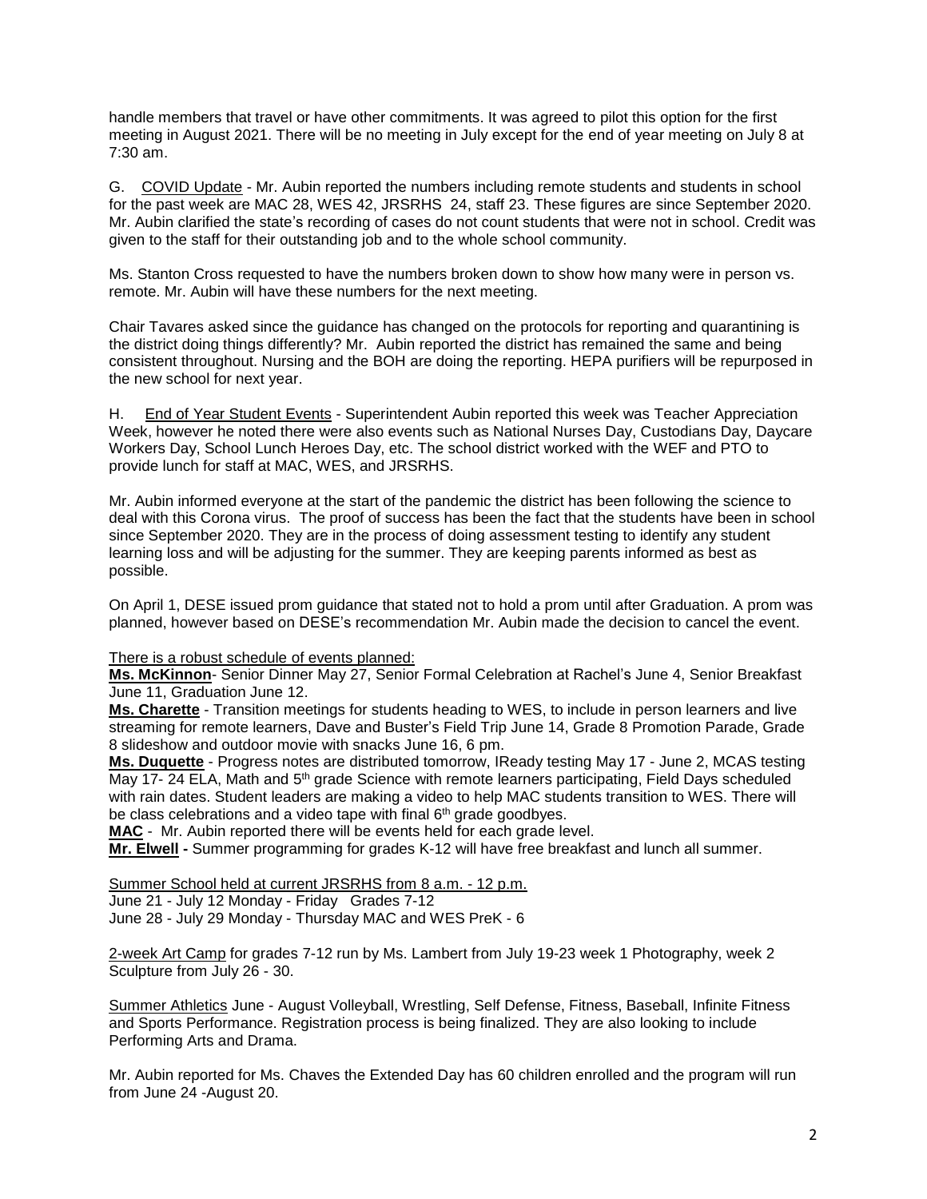handle members that travel or have other commitments. It was agreed to pilot this option for the first meeting in August 2021. There will be no meeting in July except for the end of year meeting on July 8 at 7:30 am.

G. <u>COVID Update</u> - Mr. Aubin reported the numbers including remote students and students in school for the past week are MAC 28, WES 42, JRSRHS 24, staff 23. These figures are since September 2020. Mr. Aubin clarified the state's recording of cases do not count students that were not in school. Credit was given to the staff for their outstanding job and to the whole school community.

Ms. Stanton Cross requested to have the numbers broken down to show how many were in person vs. remote. Mr. Aubin will have these numbers for the next meeting.

Chair Tavares asked since the guidance has changed on the protocols for reporting and quarantining is the district doing things differently? Mr. Aubin reported the district has remained the same and being consistent throughout. Nursing and the BOH are doing the reporting. HEPA purifiers will be repurposed in the new school for next year.

H. <u>End of Year Student Events</u> - Superintendent Aubin reported this week was Teacher Appreciation Week, however he noted there were also events such as National Nurses Day, Custodians Day, Daycare Workers Day, School Lunch Heroes Day, etc. The school district worked with the WEF and PTO to provide lunch for staff at MAC, WES, and JRSRHS.

Mr. Aubin informed everyone at the start of the pandemic the district has been following the science to deal with this Corona virus. The proof of success has been the fact that the students have been in school since September 2020. They are in the process of doing assessment testing to identify any student learning loss and will be adjusting for the summer. They are keeping parents informed as best as possible.

On April 1, DESE issued prom guidance that stated not to hold a prom until after Graduation. A prom was planned, however based on DESE's recommendation Mr. Aubin made the decision to cancel the event.

<u>There is a robust schedule of events planned:</u>

**<u>Ms. McKinnon</u>**- Senior Dinner May 27, Senior Formal Celebration at Rachel's June 4, Senior Breakfast June 11, Graduation June 12.

**<u>Ms. Charette</u>** - Transition meetings for students heading to WES, to include in person learners and live streaming for remote learners, Dave and Buster's Field Trip June 14, Grade 8 Promotion Parade, Grade 8 slideshow and outdoor movie with snacks June 16, 6 pm.

**<u>Ms. Duquette</u>** - Progress notes are distributed tomorrow, IReady testing May 17 - June 2, MCAS testing May 17- 24 ELA, Math and 5th grade Science with remote learners participating, Field Days scheduled with rain dates. Student leaders are making a video to help MAC students transition to WES. There will be class celebrations and a video tape with final 6th grade goodbyes.

**<u>MAC</u>** - Mr. Aubin reported there will be events held for each grade level.

**<u>Mr. Elwell</u>** - Summer programming for grades K-12 will have free breakfast and lunch all summer.

<u>Summer School held at current JRSRHS from 8 a.m. - 12 p.m.</u>

June 21 - July 12 Monday - Friday Grades 7-12

June 28 - July 29 Monday - Thursday MAC and WES PreK - 6

<u>2-week Art Camp</u> for grades 7-12 run by Ms. Lambert from July 19-23 week 1 Photography, week 2 Sculpture from July 26 - 30.

<u>Summer Athletics</u> June - August Volleyball, Wrestling, Self Defense, Fitness, Baseball, Infinite Fitness and Sports Performance. Registration process is being finalized. They are also looking to include Performing Arts and Drama.

Mr. Aubin reported for Ms. Chaves the Extended Day has 60 children enrolled and the program will run from June 24 -August 20.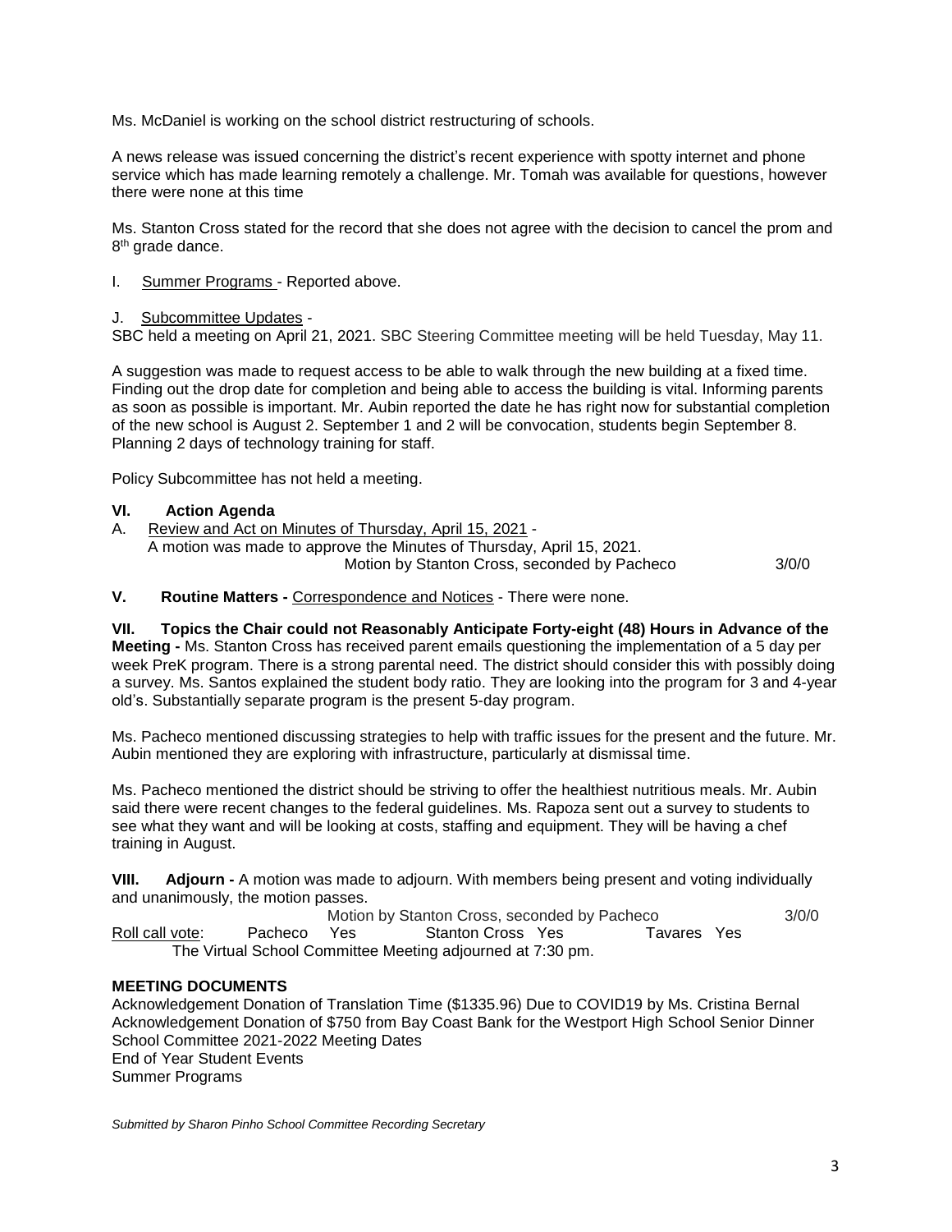Ms. McDaniel is working on the school district restructuring of schools.

A news release was issued concerning the district's recent experience with spotty internet and phone service which has made learning remotely a challenge. Mr. Tomah was available for questions, however there were none at this time

Ms. Stanton Cross stated for the record that she does not agree with the decision to cancel the prom and 8th grade dance.

I. Summer Programs - Reported above.

J. Subcommittee Updates -
SBC held a meeting on April 21, 2021. SBC Steering Committee meeting will be held Tuesday, May 11.

A suggestion was made to request access to be able to walk through the new building at a fixed time. Finding out the drop date for completion and being able to access the building is vital. Informing parents as soon as possible is important. Mr. Aubin reported the date he has right now for substantial completion of the new school is August 2. September 1 and 2 will be convocation, students begin September 8. Planning 2 days of technology training for staff.

Policy Subcommittee has not held a meeting.

**VI. Action Agenda**

A. Review and Act on Minutes of Thursday, April 15, 2021 -
A motion was made to approve the Minutes of Thursday, April 15, 2021.
Motion by Stanton Cross, seconded by Pacheco 3/0/0

**V. Routine Matters -** Correspondence and Notices - There were none.

**VII. Topics the Chair could not Reasonably Anticipate Forty-eight (48) Hours in Advance of the Meeting -** Ms. Stanton Cross has received parent emails questioning the implementation of a 5 day per week PreK program. There is a strong parental need. The district should consider this with possibly doing a survey. Ms. Santos explained the student body ratio. They are looking into the program for 3 and 4-year old's. Substantially separate program is the present 5-day program.

Ms. Pacheco mentioned discussing strategies to help with traffic issues for the present and the future. Mr. Aubin mentioned they are exploring with infrastructure, particularly at dismissal time.

Ms. Pacheco mentioned the district should be striving to offer the healthiest nutritious meals. Mr. Aubin said there were recent changes to the federal guidelines. Ms. Rapoza sent out a survey to students to see what they want and will be looking at costs, staffing and equipment. They will be having a chef training in August.

**VIII. Adjourn -** A motion was made to adjourn. With members being present and voting individually and unanimously, the motion passes.
Motion by Stanton Cross, seconded by Pacheco 3/0/0
Roll call vote: Pacheco Yes Stanton Cross Yes Tavares Yes
The Virtual School Committee Meeting adjourned at 7:30 pm.

**MEETING DOCUMENTS**

Acknowledgement Donation of Translation Time ($1335.96) Due to COVID19 by Ms. Cristina Bernal
Acknowledgement Donation of $750 from Bay Coast Bank for the Westport High School Senior Dinner
School Committee 2021-2022 Meeting Dates
End of Year Student Events
Summer Programs

*Submitted by Sharon Pinho School Committee Recording Secretary*